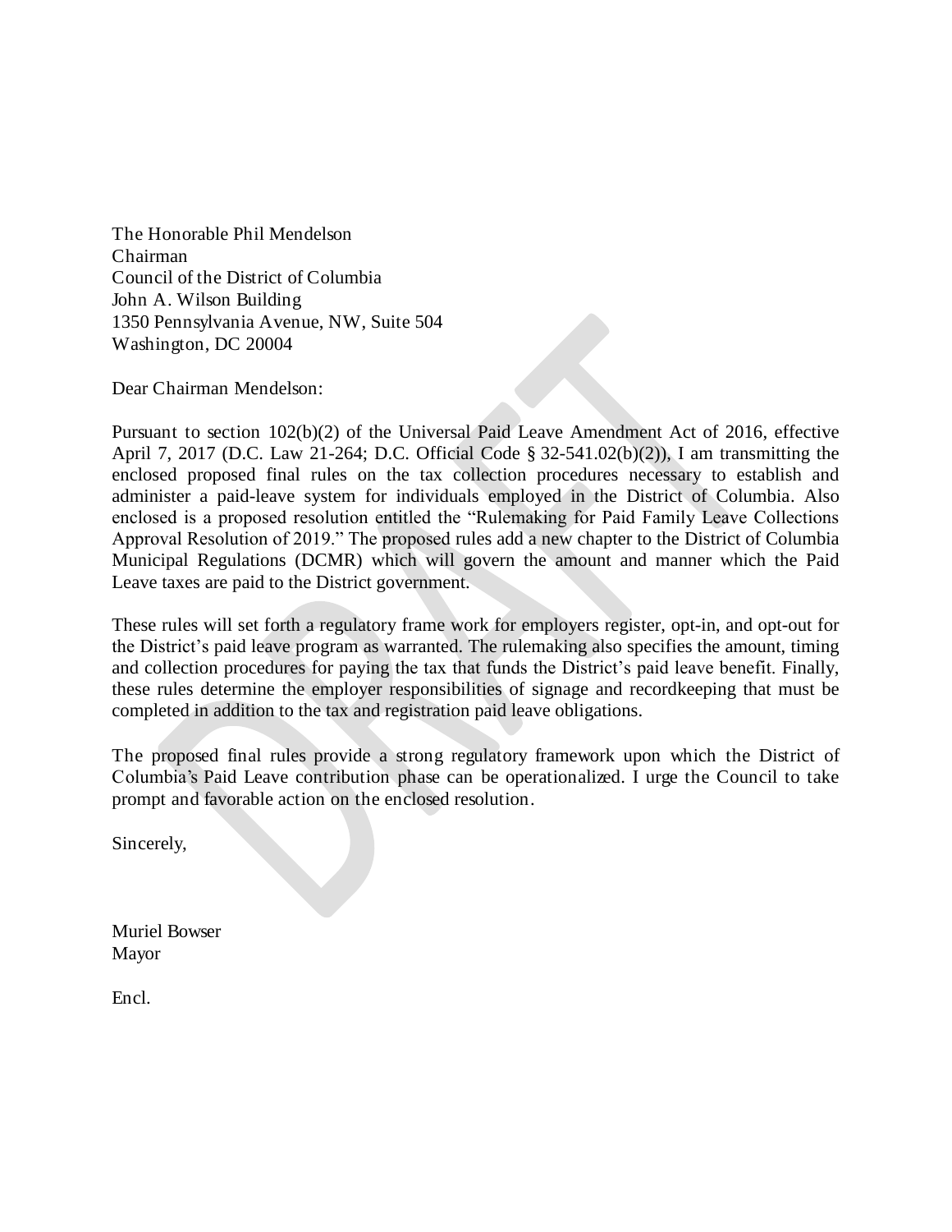The Honorable Phil Mendelson
Chairman
Council of the District of Columbia
John A. Wilson Building
1350 Pennsylvania Avenue, NW, Suite 504
Washington, DC 20004

Dear Chairman Mendelson:

Pursuant to section 102(b)(2) of the Universal Paid Leave Amendment Act of 2016, effective April 7, 2017 (D.C. Law 21-264; D.C. Official Code § 32-541.02(b)(2)), I am transmitting the enclosed proposed final rules on the tax collection procedures necessary to establish and administer a paid-leave system for individuals employed in the District of Columbia. Also enclosed is a proposed resolution entitled the "Rulemaking for Paid Family Leave Collections Approval Resolution of 2019." The proposed rules add a new chapter to the District of Columbia Municipal Regulations (DCMR) which will govern the amount and manner which the Paid Leave taxes are paid to the District government.

These rules will set forth a regulatory frame work for employers register, opt-in, and opt-out for the District's paid leave program as warranted. The rulemaking also specifies the amount, timing and collection procedures for paying the tax that funds the District's paid leave benefit. Finally, these rules determine the employer responsibilities of signage and recordkeeping that must be completed in addition to the tax and registration paid leave obligations.

The proposed final rules provide a strong regulatory framework upon which the District of Columbia's Paid Leave contribution phase can be operationalized. I urge the Council to take prompt and favorable action on the enclosed resolution.

Sincerely,

Muriel Bowser
Mayor

Encl.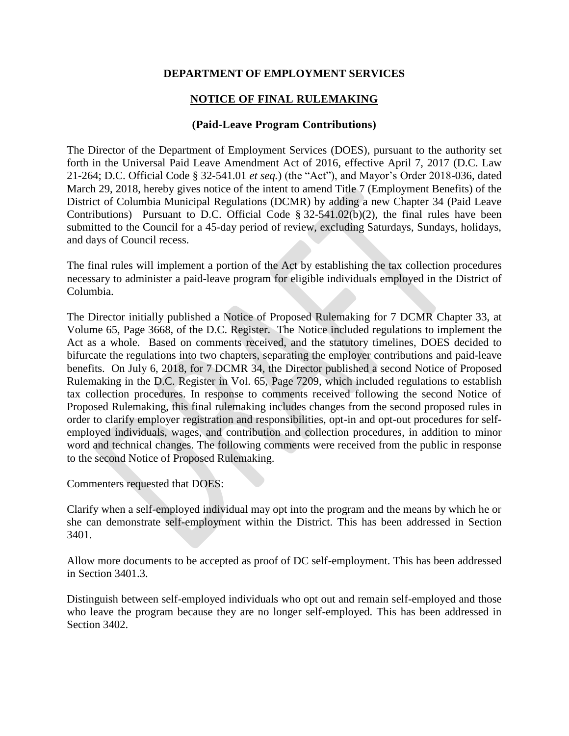**DEPARTMENT OF EMPLOYMENT SERVICES**

**NOTICE OF FINAL RULEMAKING**

**(Paid-Leave Program Contributions)**

The Director of the Department of Employment Services (DOES), pursuant to the authority set forth in the Universal Paid Leave Amendment Act of 2016, effective April 7, 2017 (D.C. Law 21-264; D.C. Official Code § 32-541.01 *et seq.*) (the "Act"), and Mayor's Order 2018-036, dated March 29, 2018, hereby gives notice of the intent to amend Title 7 (Employment Benefits) of the District of Columbia Municipal Regulations (DCMR) by adding a new Chapter 34 (Paid Leave Contributions) Pursuant to D.C. Official Code § 32-541.02(b)(2), the final rules have been submitted to the Council for a 45-day period of review, excluding Saturdays, Sundays, holidays, and days of Council recess.

The final rules will implement a portion of the Act by establishing the tax collection procedures necessary to administer a paid-leave program for eligible individuals employed in the District of Columbia.

The Director initially published a Notice of Proposed Rulemaking for 7 DCMR Chapter 33, at Volume 65, Page 3668, of the D.C. Register. The Notice included regulations to implement the Act as a whole. Based on comments received, and the statutory timelines, DOES decided to bifurcate the regulations into two chapters, separating the employer contributions and paid-leave benefits. On July 6, 2018, for 7 DCMR 34, the Director published a second Notice of Proposed Rulemaking in the D.C. Register in Vol. 65, Page 7209, which included regulations to establish tax collection procedures. In response to comments received following the second Notice of Proposed Rulemaking, this final rulemaking includes changes from the second proposed rules in order to clarify employer registration and responsibilities, opt-in and opt-out procedures for self-employed individuals, wages, and contribution and collection procedures, in addition to minor word and technical changes. The following comments were received from the public in response to the second Notice of Proposed Rulemaking.

Commenters requested that DOES:

Clarify when a self-employed individual may opt into the program and the means by which he or she can demonstrate self-employment within the District. This has been addressed in Section 3401.

Allow more documents to be accepted as proof of DC self-employment. This has been addressed in Section 3401.3.

Distinguish between self-employed individuals who opt out and remain self-employed and those who leave the program because they are no longer self-employed. This has been addressed in Section 3402.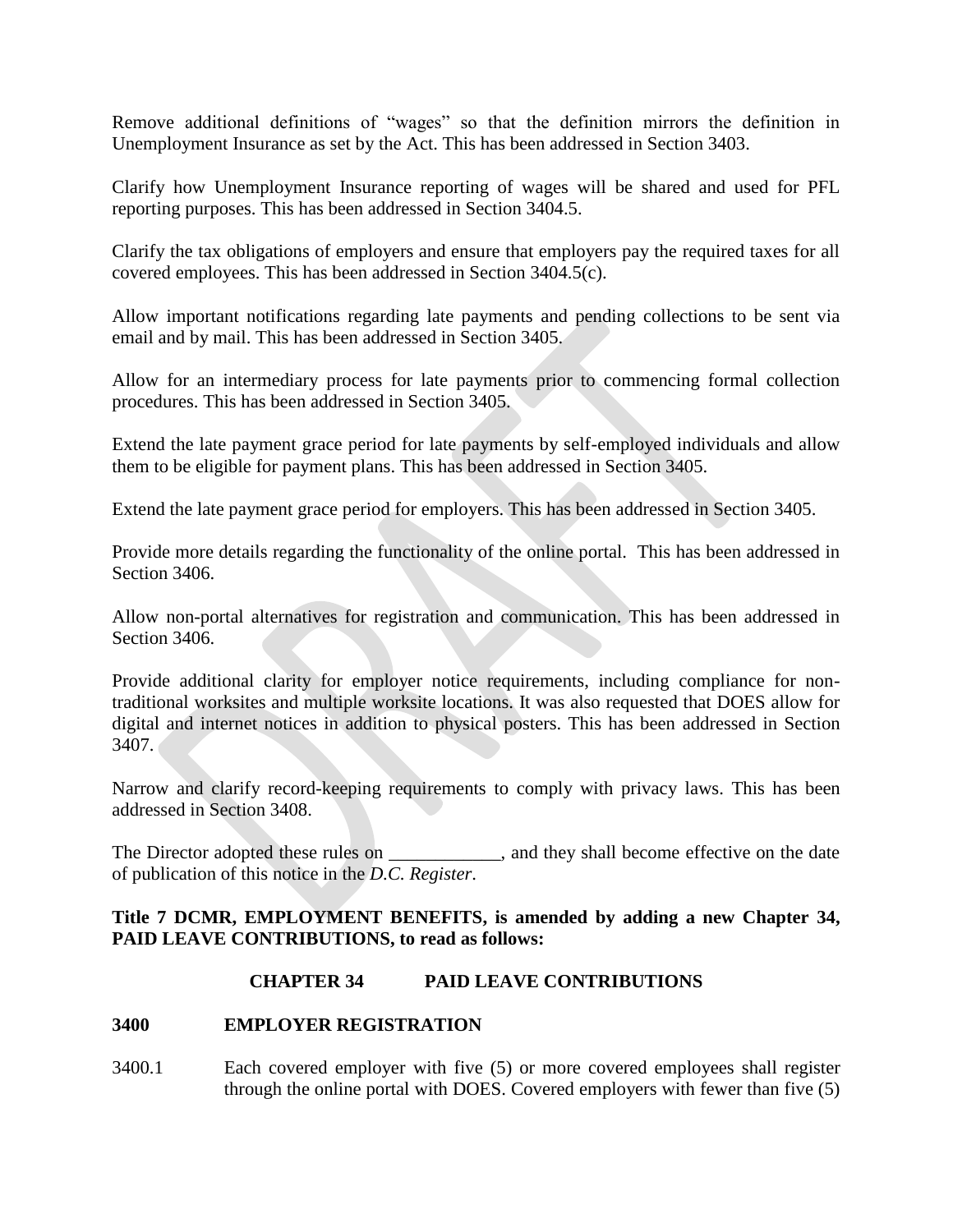Remove additional definitions of "wages" so that the definition mirrors the definition in Unemployment Insurance as set by the Act. This has been addressed in Section 3403.

Clarify how Unemployment Insurance reporting of wages will be shared and used for PFL reporting purposes. This has been addressed in Section 3404.5.

Clarify the tax obligations of employers and ensure that employers pay the required taxes for all covered employees. This has been addressed in Section 3404.5(c).

Allow important notifications regarding late payments and pending collections to be sent via email and by mail. This has been addressed in Section 3405.

Allow for an intermediary process for late payments prior to commencing formal collection procedures. This has been addressed in Section 3405.

Extend the late payment grace period for late payments by self-employed individuals and allow them to be eligible for payment plans. This has been addressed in Section 3405.

Extend the late payment grace period for employers. This has been addressed in Section 3405.

Provide more details regarding the functionality of the online portal. This has been addressed in Section 3406.

Allow non-portal alternatives for registration and communication. This has been addressed in Section 3406.

Provide additional clarity for employer notice requirements, including compliance for non-traditional worksites and multiple worksite locations. It was also requested that DOES allow for digital and internet notices in addition to physical posters. This has been addressed in Section 3407.

Narrow and clarify record-keeping requirements to comply with privacy laws. This has been addressed in Section 3408.

The Director adopted these rules on ____________, and they shall become effective on the date of publication of this notice in the *D.C. Register*.

**Title 7 DCMR, EMPLOYMENT BENEFITS, is amended by adding a new Chapter 34, PAID LEAVE CONTRIBUTIONS, to read as follows:**

## CHAPTER 34 PAID LEAVE CONTRIBUTIONS

### 3400 EMPLOYER REGISTRATION

3400.1 Each covered employer with five (5) or more covered employees shall register through the online portal with DOES. Covered employers with fewer than five (5)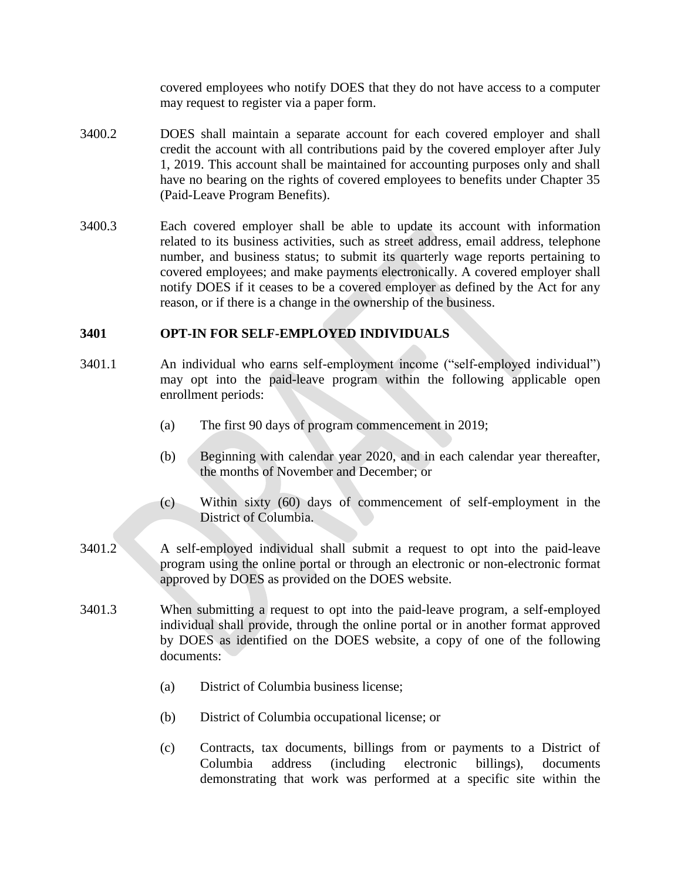covered employees who notify DOES that they do not have access to a computer may request to register via a paper form.

3400.2 DOES shall maintain a separate account for each covered employer and shall credit the account with all contributions paid by the covered employer after July 1, 2019. This account shall be maintained for accounting purposes only and shall have no bearing on the rights of covered employees to benefits under Chapter 35 (Paid-Leave Program Benefits).

3400.3 Each covered employer shall be able to update its account with information related to its business activities, such as street address, email address, telephone number, and business status; to submit its quarterly wage reports pertaining to covered employees; and make payments electronically. A covered employer shall notify DOES if it ceases to be a covered employer as defined by the Act for any reason, or if there is a change in the ownership of the business.

**3401 OPT-IN FOR SELF-EMPLOYED INDIVIDUALS**

3401.1 An individual who earns self-employment income ("self-employed individual") may opt into the paid-leave program within the following applicable open enrollment periods:

(a) The first 90 days of program commencement in 2019;

(b) Beginning with calendar year 2020, and in each calendar year thereafter, the months of November and December; or

(c) Within sixty (60) days of commencement of self-employment in the District of Columbia.

3401.2 A self-employed individual shall submit a request to opt into the paid-leave program using the online portal or through an electronic or non-electronic format approved by DOES as provided on the DOES website.

3401.3 When submitting a request to opt into the paid-leave program, a self-employed individual shall provide, through the online portal or in another format approved by DOES as identified on the DOES website, a copy of one of the following documents:

(a) District of Columbia business license;

(b) District of Columbia occupational license; or

(c) Contracts, tax documents, billings from or payments to a District of Columbia address (including electronic billings), documents demonstrating that work was performed at a specific site within the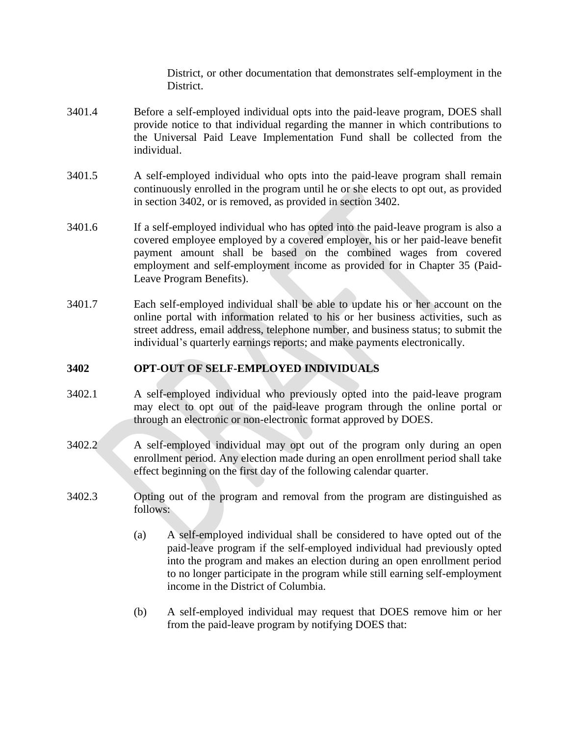District, or other documentation that demonstrates self-employment in the District.

3401.4 Before a self-employed individual opts into the paid-leave program, DOES shall provide notice to that individual regarding the manner in which contributions to the Universal Paid Leave Implementation Fund shall be collected from the individual.

3401.5 A self-employed individual who opts into the paid-leave program shall remain continuously enrolled in the program until he or she elects to opt out, as provided in section 3402, or is removed, as provided in section 3402.

3401.6 If a self-employed individual who has opted into the paid-leave program is also a covered employee employed by a covered employer, his or her paid-leave benefit payment amount shall be based on the combined wages from covered employment and self-employment income as provided for in Chapter 35 (Paid-Leave Program Benefits).

3401.7 Each self-employed individual shall be able to update his or her account on the online portal with information related to his or her business activities, such as street address, email address, telephone number, and business status; to submit the individual's quarterly earnings reports; and make payments electronically.

**3402 OPT-OUT OF SELF-EMPLOYED INDIVIDUALS**

3402.1 A self-employed individual who previously opted into the paid-leave program may elect to opt out of the paid-leave program through the online portal or through an electronic or non-electronic format approved by DOES.

3402.2 A self-employed individual may opt out of the program only during an open enrollment period. Any election made during an open enrollment period shall take effect beginning on the first day of the following calendar quarter.

3402.3 Opting out of the program and removal from the program are distinguished as follows:

(a) A self-employed individual shall be considered to have opted out of the paid-leave program if the self-employed individual had previously opted into the program and makes an election during an open enrollment period to no longer participate in the program while still earning self-employment income in the District of Columbia.

(b) A self-employed individual may request that DOES remove him or her from the paid-leave program by notifying DOES that: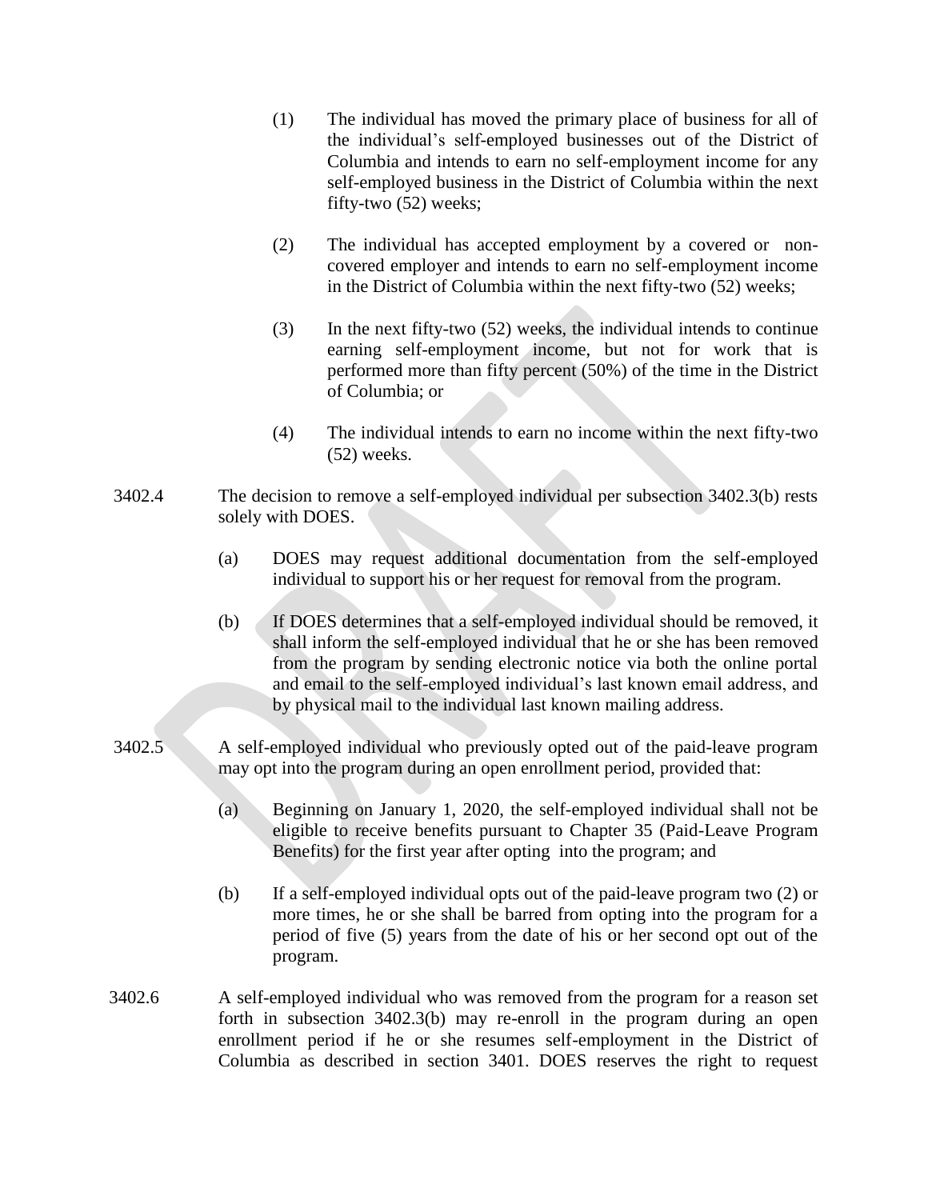(1) The individual has moved the primary place of business for all of the individual's self-employed businesses out of the District of Columbia and intends to earn no self-employment income for any self-employed business in the District of Columbia within the next fifty-two (52) weeks;

(2) The individual has accepted employment by a covered or non-covered employer and intends to earn no self-employment income in the District of Columbia within the next fifty-two (52) weeks;

(3) In the next fifty-two (52) weeks, the individual intends to continue earning self-employment income, but not for work that is performed more than fifty percent (50%) of the time in the District of Columbia; or

(4) The individual intends to earn no income within the next fifty-two (52) weeks.

3402.4 The decision to remove a self-employed individual per subsection 3402.3(b) rests solely with DOES.

(a) DOES may request additional documentation from the self-employed individual to support his or her request for removal from the program.

(b) If DOES determines that a self-employed individual should be removed, it shall inform the self-employed individual that he or she has been removed from the program by sending electronic notice via both the online portal and email to the self-employed individual's last known email address, and by physical mail to the individual last known mailing address.

3402.5 A self-employed individual who previously opted out of the paid-leave program may opt into the program during an open enrollment period, provided that:

(a) Beginning on January 1, 2020, the self-employed individual shall not be eligible to receive benefits pursuant to Chapter 35 (Paid-Leave Program Benefits) for the first year after opting into the program; and

(b) If a self-employed individual opts out of the paid-leave program two (2) or more times, he or she shall be barred from opting into the program for a period of five (5) years from the date of his or her second opt out of the program.

3402.6 A self-employed individual who was removed from the program for a reason set forth in subsection 3402.3(b) may re-enroll in the program during an open enrollment period if he or she resumes self-employment in the District of Columbia as described in section 3401. DOES reserves the right to request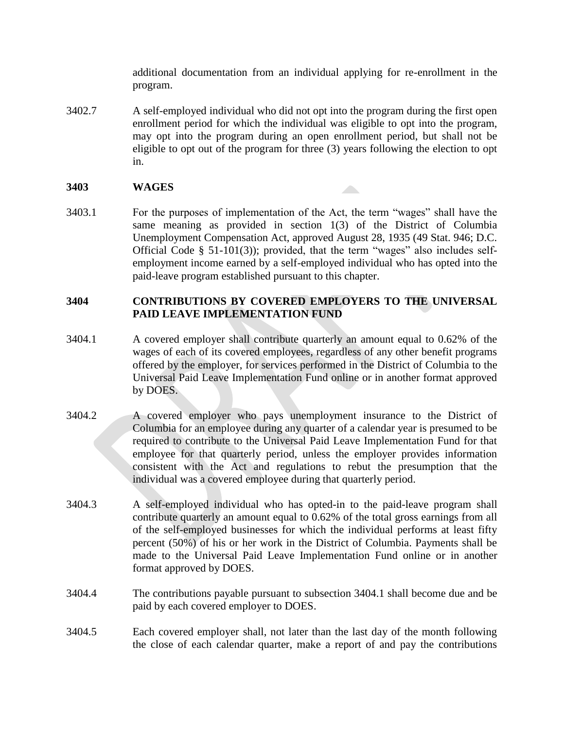additional documentation from an individual applying for re-enrollment in the program.

3402.7 A self-employed individual who did not opt into the program during the first open enrollment period for which the individual was eligible to opt into the program, may opt into the program during an open enrollment period, but shall not be eligible to opt out of the program for three (3) years following the election to opt in.

**3403 WAGES**

3403.1 For the purposes of implementation of the Act, the term "wages" shall have the same meaning as provided in section 1(3) of the District of Columbia Unemployment Compensation Act, approved August 28, 1935 (49 Stat. 946; D.C. Official Code § 51-101(3)); provided, that the term "wages" also includes self-employment income earned by a self-employed individual who has opted into the paid-leave program established pursuant to this chapter.

**3404 CONTRIBUTIONS BY COVERED EMPLOYERS TO THE UNIVERSAL PAID LEAVE IMPLEMENTATION FUND**

3404.1 A covered employer shall contribute quarterly an amount equal to 0.62% of the wages of each of its covered employees, regardless of any other benefit programs offered by the employer, for services performed in the District of Columbia to the Universal Paid Leave Implementation Fund online or in another format approved by DOES.

3404.2 A covered employer who pays unemployment insurance to the District of Columbia for an employee during any quarter of a calendar year is presumed to be required to contribute to the Universal Paid Leave Implementation Fund for that employee for that quarterly period, unless the employer provides information consistent with the Act and regulations to rebut the presumption that the individual was a covered employee during that quarterly period.

3404.3 A self-employed individual who has opted-in to the paid-leave program shall contribute quarterly an amount equal to 0.62% of the total gross earnings from all of the self-employed businesses for which the individual performs at least fifty percent (50%) of his or her work in the District of Columbia. Payments shall be made to the Universal Paid Leave Implementation Fund online or in another format approved by DOES.

3404.4 The contributions payable pursuant to subsection 3404.1 shall become due and be paid by each covered employer to DOES.

3404.5 Each covered employer shall, not later than the last day of the month following the close of each calendar quarter, make a report of and pay the contributions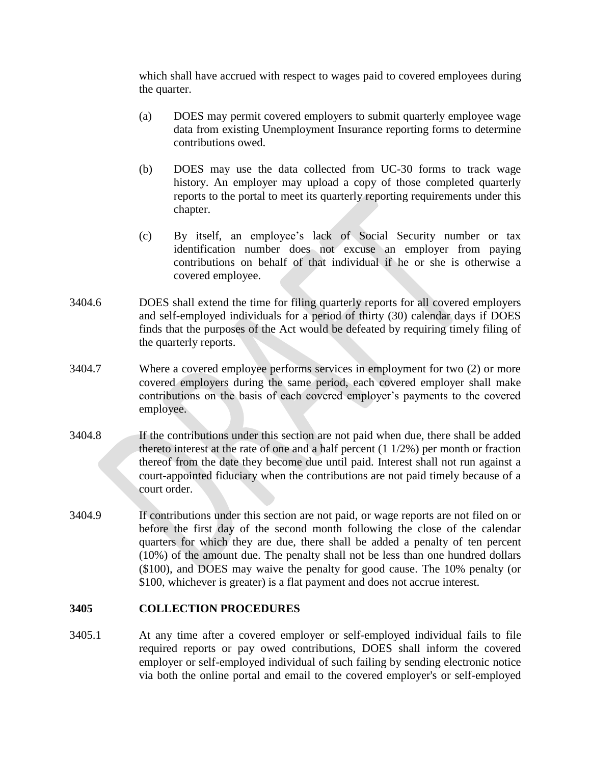which shall have accrued with respect to wages paid to covered employees during the quarter.

(a) DOES may permit covered employers to submit quarterly employee wage data from existing Unemployment Insurance reporting forms to determine contributions owed.

(b) DOES may use the data collected from UC-30 forms to track wage history. An employer may upload a copy of those completed quarterly reports to the portal to meet its quarterly reporting requirements under this chapter.

(c) By itself, an employee's lack of Social Security number or tax identification number does not excuse an employer from paying contributions on behalf of that individual if he or she is otherwise a covered employee.

3404.6 DOES shall extend the time for filing quarterly reports for all covered employers and self-employed individuals for a period of thirty (30) calendar days if DOES finds that the purposes of the Act would be defeated by requiring timely filing of the quarterly reports.

3404.7 Where a covered employee performs services in employment for two (2) or more covered employers during the same period, each covered employer shall make contributions on the basis of each covered employer's payments to the covered employee.

3404.8 If the contributions under this section are not paid when due, there shall be added thereto interest at the rate of one and a half percent (1 1/2%) per month or fraction thereof from the date they become due until paid. Interest shall not run against a court-appointed fiduciary when the contributions are not paid timely because of a court order.

3404.9 If contributions under this section are not paid, or wage reports are not filed on or before the first day of the second month following the close of the calendar quarters for which they are due, there shall be added a penalty of ten percent (10%) of the amount due. The penalty shall not be less than one hundred dollars ($100), and DOES may waive the penalty for good cause. The 10% penalty (or $100, whichever is greater) is a flat payment and does not accrue interest.

## 3405 COLLECTION PROCEDURES

3405.1 At any time after a covered employer or self-employed individual fails to file required reports or pay owed contributions, DOES shall inform the covered employer or self-employed individual of such failing by sending electronic notice via both the online portal and email to the covered employer's or self-employed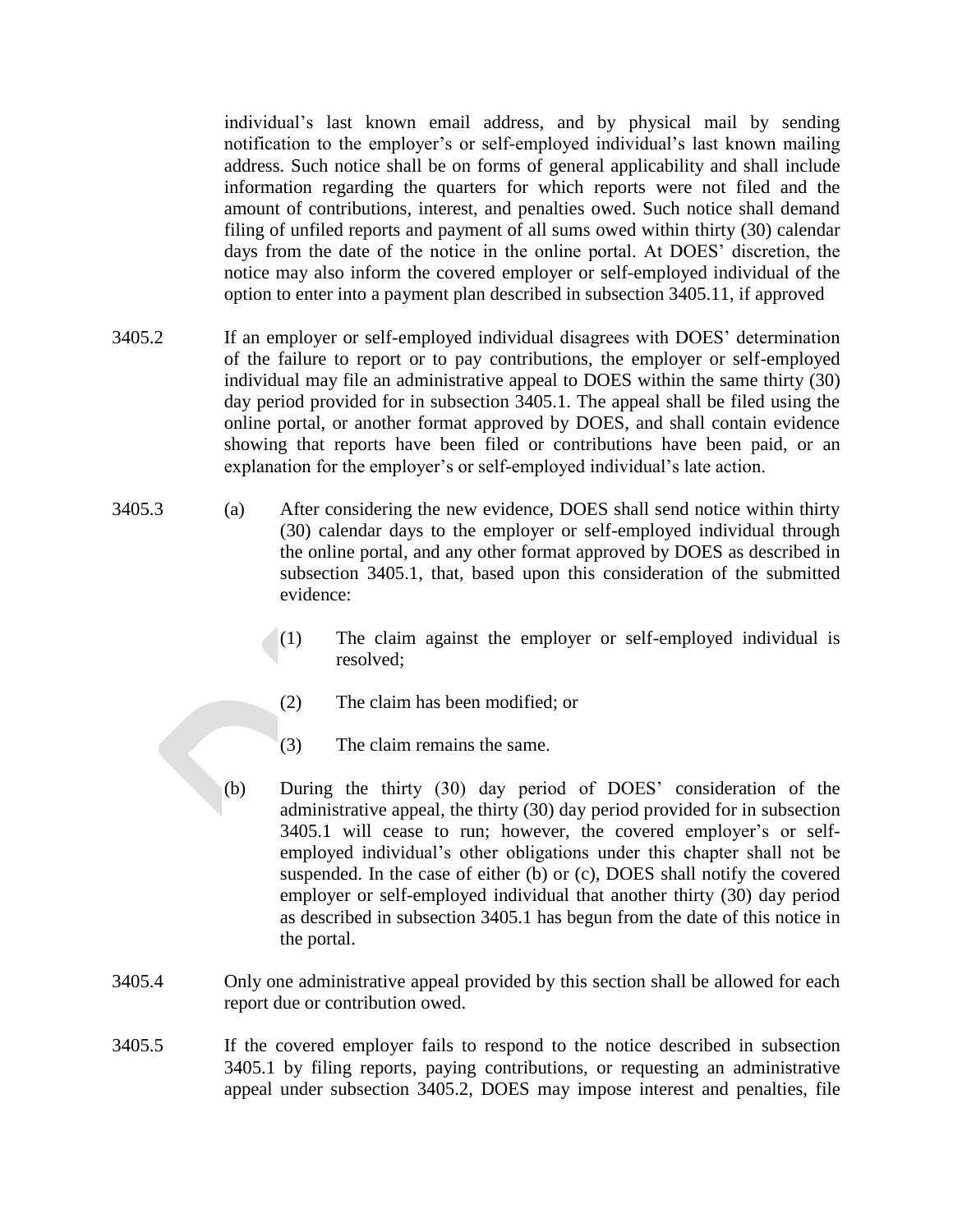individual's last known email address, and by physical mail by sending notification to the employer's or self-employed individual's last known mailing address. Such notice shall be on forms of general applicability and shall include information regarding the quarters for which reports were not filed and the amount of contributions, interest, and penalties owed. Such notice shall demand filing of unfiled reports and payment of all sums owed within thirty (30) calendar days from the date of the notice in the online portal. At DOES' discretion, the notice may also inform the covered employer or self-employed individual of the option to enter into a payment plan described in subsection 3405.11, if approved

3405.2 If an employer or self-employed individual disagrees with DOES' determination of the failure to report or to pay contributions, the employer or self-employed individual may file an administrative appeal to DOES within the same thirty (30) day period provided for in subsection 3405.1. The appeal shall be filed using the online portal, or another format approved by DOES, and shall contain evidence showing that reports have been filed or contributions have been paid, or an explanation for the employer's or self-employed individual's late action.

3405.3 (a) After considering the new evidence, DOES shall send notice within thirty (30) calendar days to the employer or self-employed individual through the online portal, and any other format approved by DOES as described in subsection 3405.1, that, based upon this consideration of the submitted evidence:

(1) The claim against the employer or self-employed individual is resolved;

(2) The claim has been modified; or

(3) The claim remains the same.

(b) During the thirty (30) day period of DOES' consideration of the administrative appeal, the thirty (30) day period provided for in subsection 3405.1 will cease to run; however, the covered employer's or self-employed individual's other obligations under this chapter shall not be suspended. In the case of either (b) or (c), DOES shall notify the covered employer or self-employed individual that another thirty (30) day period as described in subsection 3405.1 has begun from the date of this notice in the portal.

3405.4 Only one administrative appeal provided by this section shall be allowed for each report due or contribution owed.

3405.5 If the covered employer fails to respond to the notice described in subsection 3405.1 by filing reports, paying contributions, or requesting an administrative appeal under subsection 3405.2, DOES may impose interest and penalties, file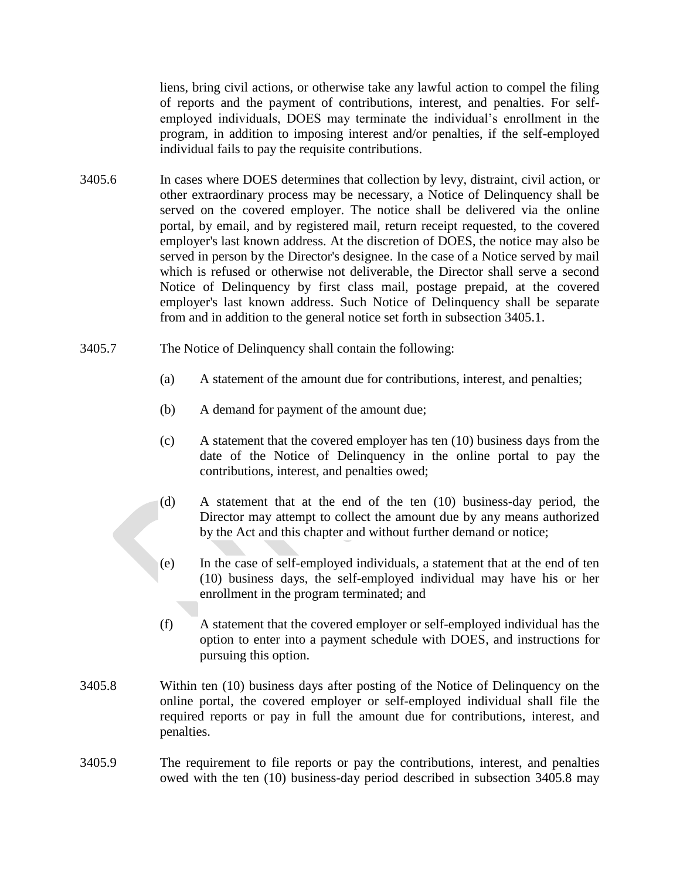liens, bring civil actions, or otherwise take any lawful action to compel the filing of reports and the payment of contributions, interest, and penalties. For self-employed individuals, DOES may terminate the individual's enrollment in the program, in addition to imposing interest and/or penalties, if the self-employed individual fails to pay the requisite contributions.

3405.6 In cases where DOES determines that collection by levy, distraint, civil action, or other extraordinary process may be necessary, a Notice of Delinquency shall be served on the covered employer. The notice shall be delivered via the online portal, by email, and by registered mail, return receipt requested, to the covered employer's last known address. At the discretion of DOES, the notice may also be served in person by the Director's designee. In the case of a Notice served by mail which is refused or otherwise not deliverable, the Director shall serve a second Notice of Delinquency by first class mail, postage prepaid, at the covered employer's last known address. Such Notice of Delinquency shall be separate from and in addition to the general notice set forth in subsection 3405.1.

3405.7 The Notice of Delinquency shall contain the following:

(a) A statement of the amount due for contributions, interest, and penalties;

(b) A demand for payment of the amount due;

(c) A statement that the covered employer has ten (10) business days from the date of the Notice of Delinquency in the online portal to pay the contributions, interest, and penalties owed;

(d) A statement that at the end of the ten (10) business-day period, the Director may attempt to collect the amount due by any means authorized by the Act and this chapter and without further demand or notice;

(e) In the case of self-employed individuals, a statement that at the end of ten (10) business days, the self-employed individual may have his or her enrollment in the program terminated; and

(f) A statement that the covered employer or self-employed individual has the option to enter into a payment schedule with DOES, and instructions for pursuing this option.

3405.8 Within ten (10) business days after posting of the Notice of Delinquency on the online portal, the covered employer or self-employed individual shall file the required reports or pay in full the amount due for contributions, interest, and penalties.

3405.9 The requirement to file reports or pay the contributions, interest, and penalties owed with the ten (10) business-day period described in subsection 3405.8 may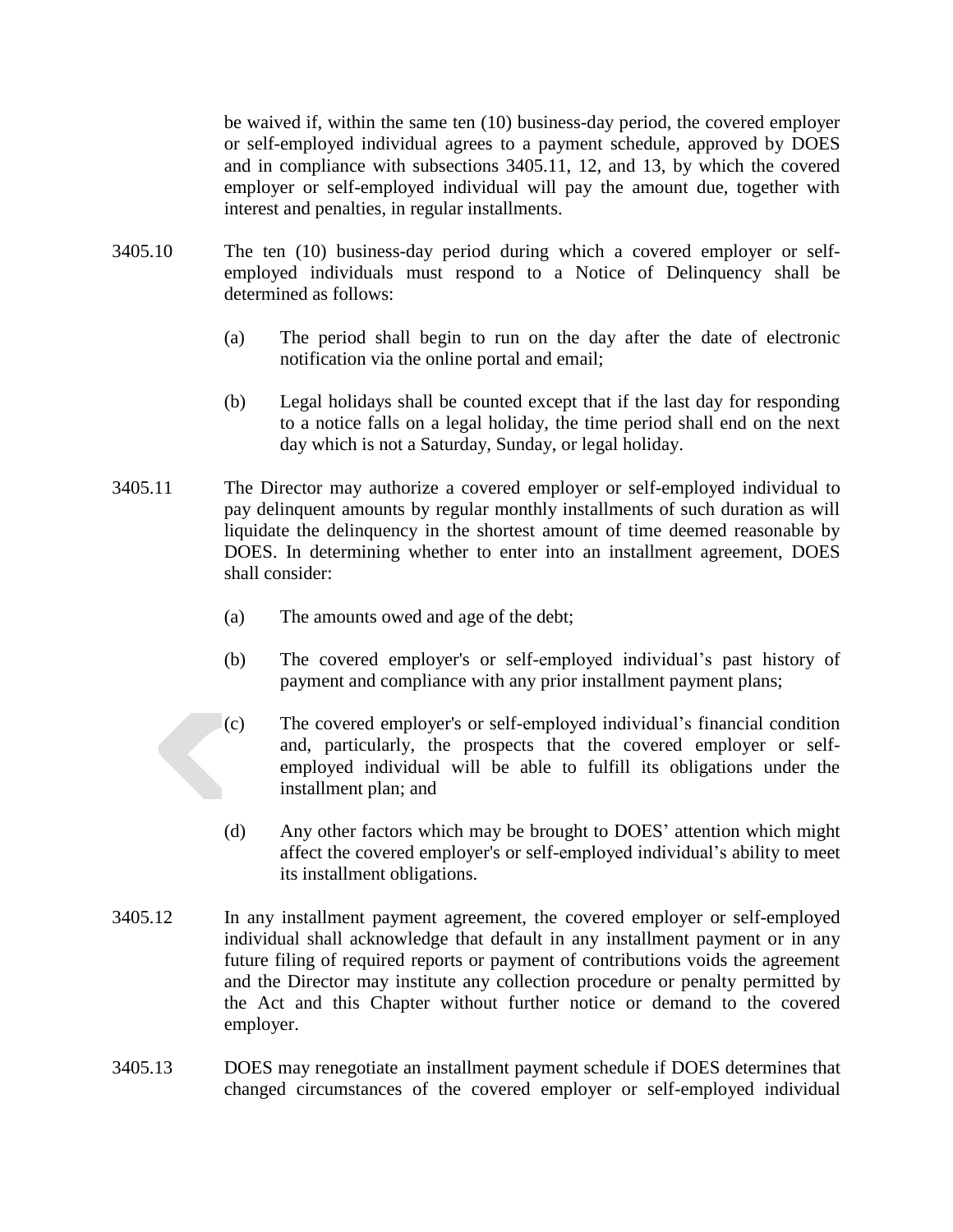be waived if, within the same ten (10) business-day period, the covered employer or self-employed individual agrees to a payment schedule, approved by DOES and in compliance with subsections 3405.11, 12, and 13, by which the covered employer or self-employed individual will pay the amount due, together with interest and penalties, in regular installments.

3405.10 The ten (10) business-day period during which a covered employer or self-employed individuals must respond to a Notice of Delinquency shall be determined as follows:

(a) The period shall begin to run on the day after the date of electronic notification via the online portal and email;

(b) Legal holidays shall be counted except that if the last day for responding to a notice falls on a legal holiday, the time period shall end on the next day which is not a Saturday, Sunday, or legal holiday.

3405.11 The Director may authorize a covered employer or self-employed individual to pay delinquent amounts by regular monthly installments of such duration as will liquidate the delinquency in the shortest amount of time deemed reasonable by DOES. In determining whether to enter into an installment agreement, DOES shall consider:

(a) The amounts owed and age of the debt;

(b) The covered employer's or self-employed individual's past history of payment and compliance with any prior installment payment plans;

(c) The covered employer's or self-employed individual's financial condition and, particularly, the prospects that the covered employer or self-employed individual will be able to fulfill its obligations under the installment plan; and

(d) Any other factors which may be brought to DOES' attention which might affect the covered employer's or self-employed individual's ability to meet its installment obligations.

3405.12 In any installment payment agreement, the covered employer or self-employed individual shall acknowledge that default in any installment payment or in any future filing of required reports or payment of contributions voids the agreement and the Director may institute any collection procedure or penalty permitted by the Act and this Chapter without further notice or demand to the covered employer.

3405.13 DOES may renegotiate an installment payment schedule if DOES determines that changed circumstances of the covered employer or self-employed individual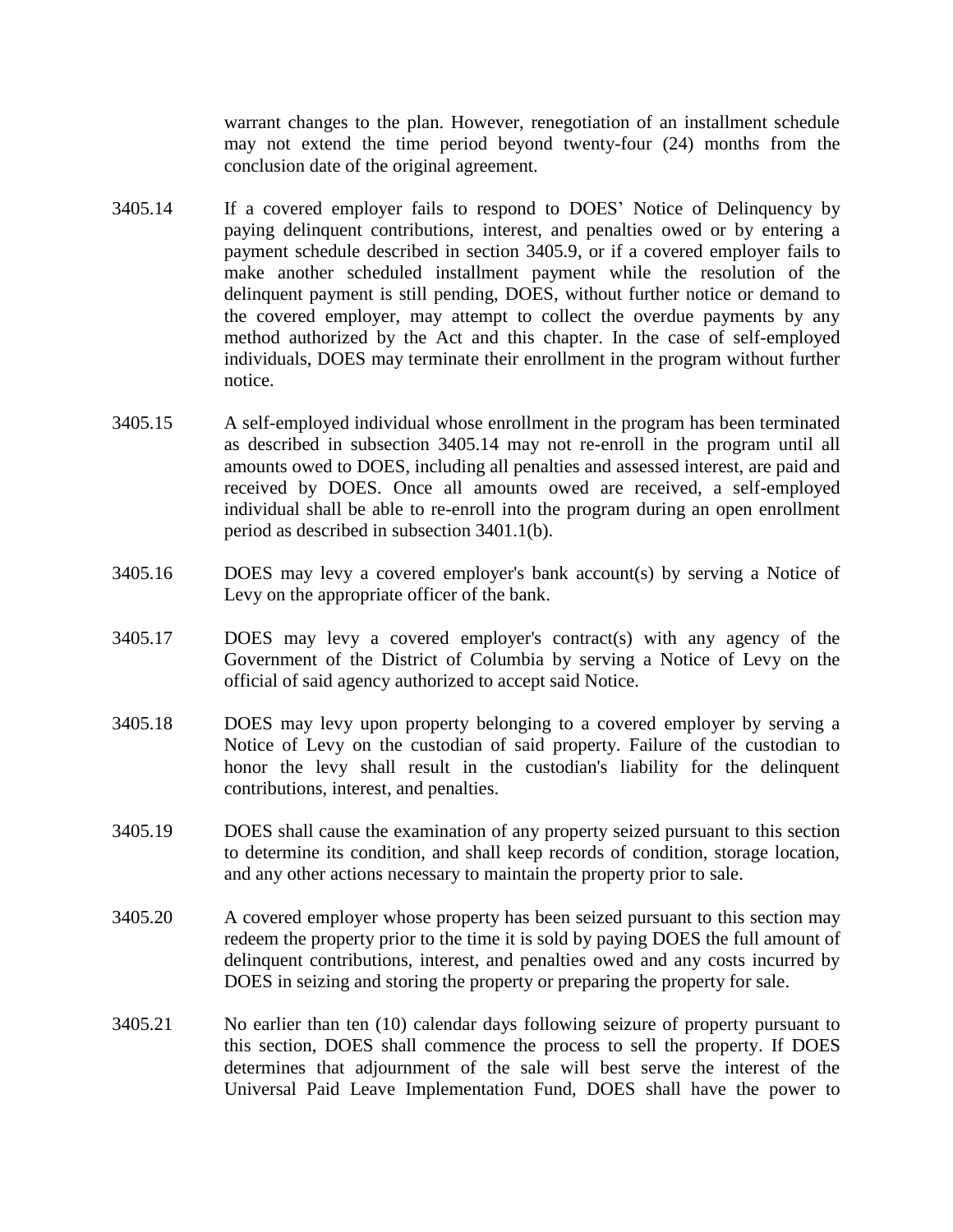warrant changes to the plan. However, renegotiation of an installment schedule may not extend the time period beyond twenty-four (24) months from the conclusion date of the original agreement.

3405.14 If a covered employer fails to respond to DOES' Notice of Delinquency by paying delinquent contributions, interest, and penalties owed or by entering a payment schedule described in section 3405.9, or if a covered employer fails to make another scheduled installment payment while the resolution of the delinquent payment is still pending, DOES, without further notice or demand to the covered employer, may attempt to collect the overdue payments by any method authorized by the Act and this chapter. In the case of self-employed individuals, DOES may terminate their enrollment in the program without further notice.

3405.15 A self-employed individual whose enrollment in the program has been terminated as described in subsection 3405.14 may not re-enroll in the program until all amounts owed to DOES, including all penalties and assessed interest, are paid and received by DOES. Once all amounts owed are received, a self-employed individual shall be able to re-enroll into the program during an open enrollment period as described in subsection 3401.1(b).

3405.16 DOES may levy a covered employer's bank account(s) by serving a Notice of Levy on the appropriate officer of the bank.

3405.17 DOES may levy a covered employer's contract(s) with any agency of the Government of the District of Columbia by serving a Notice of Levy on the official of said agency authorized to accept said Notice.

3405.18 DOES may levy upon property belonging to a covered employer by serving a Notice of Levy on the custodian of said property. Failure of the custodian to honor the levy shall result in the custodian's liability for the delinquent contributions, interest, and penalties.

3405.19 DOES shall cause the examination of any property seized pursuant to this section to determine its condition, and shall keep records of condition, storage location, and any other actions necessary to maintain the property prior to sale.

3405.20 A covered employer whose property has been seized pursuant to this section may redeem the property prior to the time it is sold by paying DOES the full amount of delinquent contributions, interest, and penalties owed and any costs incurred by DOES in seizing and storing the property or preparing the property for sale.

3405.21 No earlier than ten (10) calendar days following seizure of property pursuant to this section, DOES shall commence the process to sell the property. If DOES determines that adjournment of the sale will best serve the interest of the Universal Paid Leave Implementation Fund, DOES shall have the power to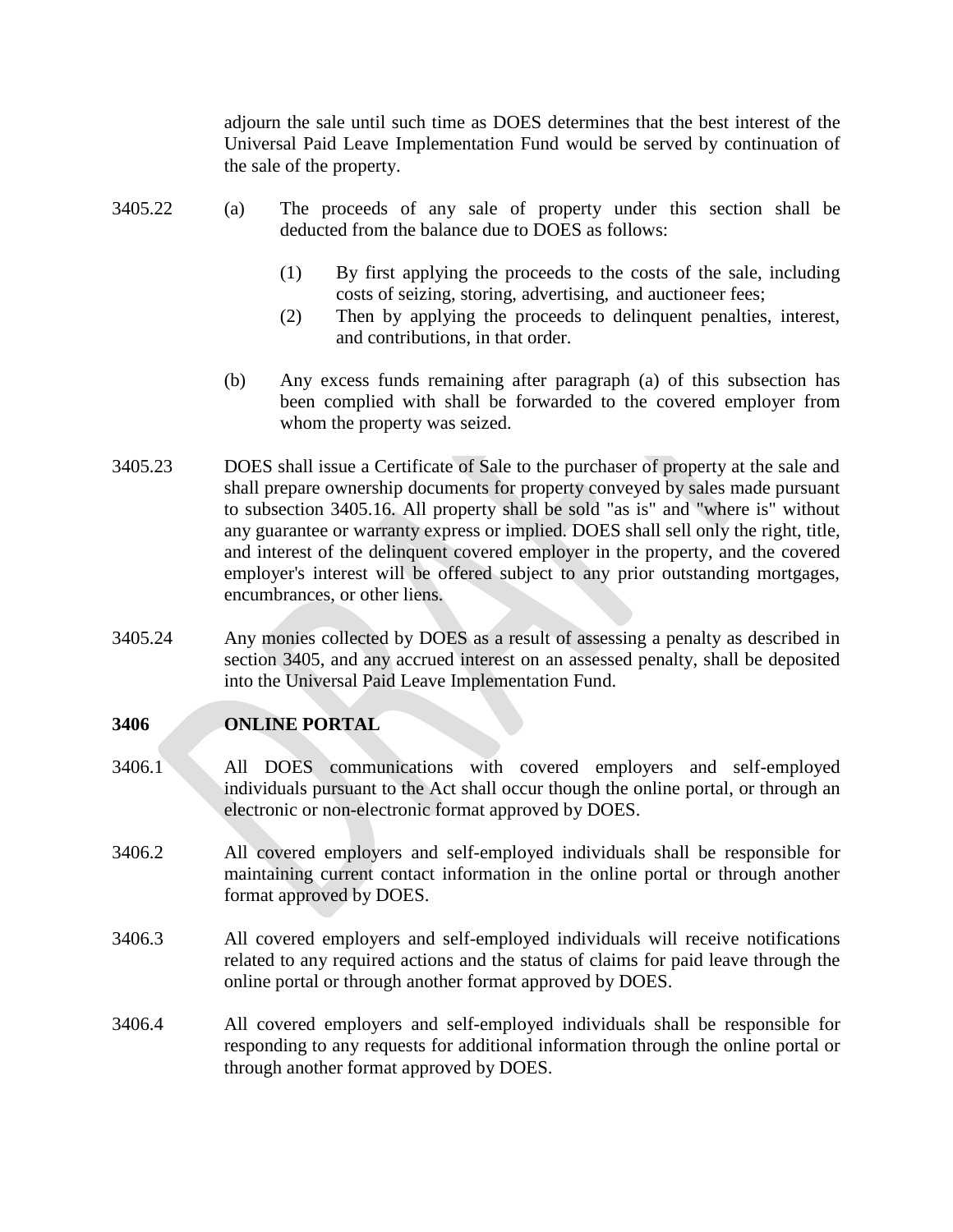adjourn the sale until such time as DOES determines that the best interest of the Universal Paid Leave Implementation Fund would be served by continuation of the sale of the property.

3405.22 (a) The proceeds of any sale of property under this section shall be deducted from the balance due to DOES as follows:

(1) By first applying the proceeds to the costs of the sale, including costs of seizing, storing, advertising, and auctioneer fees;

(2) Then by applying the proceeds to delinquent penalties, interest, and contributions, in that order.

(b) Any excess funds remaining after paragraph (a) of this subsection has been complied with shall be forwarded to the covered employer from whom the property was seized.

3405.23 DOES shall issue a Certificate of Sale to the purchaser of property at the sale and shall prepare ownership documents for property conveyed by sales made pursuant to subsection 3405.16. All property shall be sold "as is" and "where is" without any guarantee or warranty express or implied. DOES shall sell only the right, title, and interest of the delinquent covered employer in the property, and the covered employer's interest will be offered subject to any prior outstanding mortgages, encumbrances, or other liens.

3405.24 Any monies collected by DOES as a result of assessing a penalty as described in section 3405, and any accrued interest on an assessed penalty, shall be deposited into the Universal Paid Leave Implementation Fund.

## 3406 ONLINE PORTAL

3406.1 All DOES communications with covered employers and self-employed individuals pursuant to the Act shall occur though the online portal, or through an electronic or non-electronic format approved by DOES.

3406.2 All covered employers and self-employed individuals shall be responsible for maintaining current contact information in the online portal or through another format approved by DOES.

3406.3 All covered employers and self-employed individuals will receive notifications related to any required actions and the status of claims for paid leave through the online portal or through another format approved by DOES.

3406.4 All covered employers and self-employed individuals shall be responsible for responding to any requests for additional information through the online portal or through another format approved by DOES.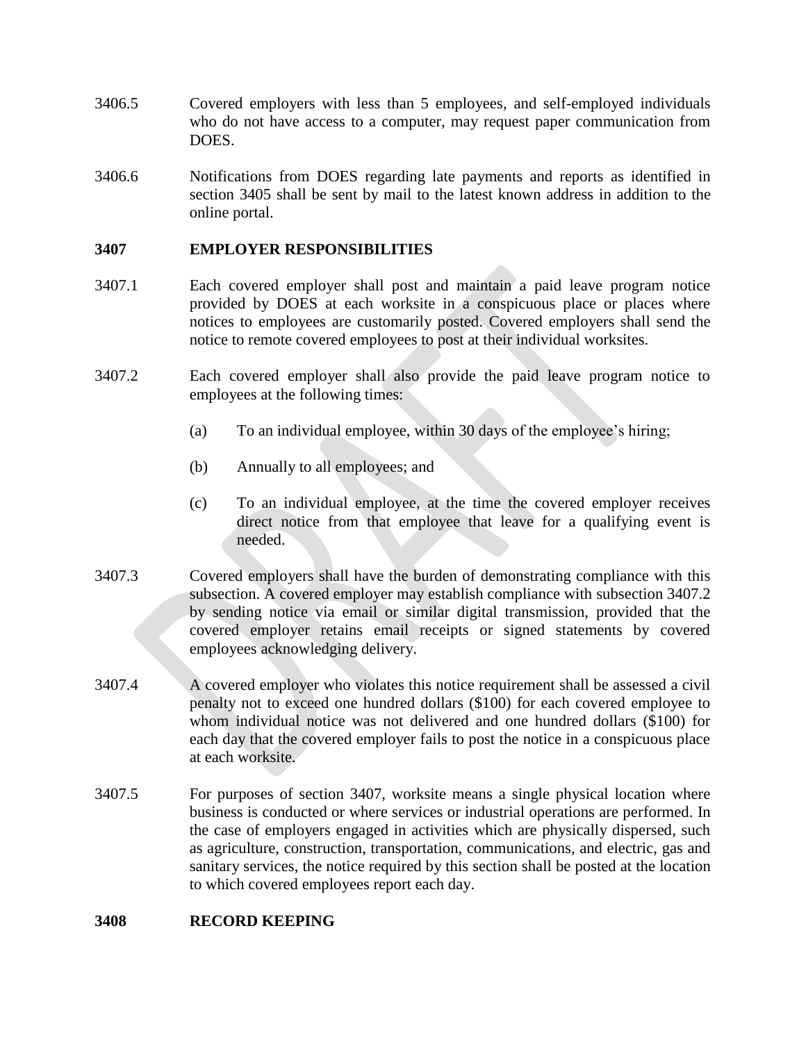3406.5 Covered employers with less than 5 employees, and self-employed individuals who do not have access to a computer, may request paper communication from DOES.

3406.6 Notifications from DOES regarding late payments and reports as identified in section 3405 shall be sent by mail to the latest known address in addition to the online portal.

**3407 EMPLOYER RESPONSIBILITIES**

3407.1 Each covered employer shall post and maintain a paid leave program notice provided by DOES at each worksite in a conspicuous place or places where notices to employees are customarily posted. Covered employers shall send the notice to remote covered employees to post at their individual worksites.

3407.2 Each covered employer shall also provide the paid leave program notice to employees at the following times:

(a) To an individual employee, within 30 days of the employee's hiring;

(b) Annually to all employees; and

(c) To an individual employee, at the time the covered employer receives direct notice from that employee that leave for a qualifying event is needed.

3407.3 Covered employers shall have the burden of demonstrating compliance with this subsection. A covered employer may establish compliance with subsection 3407.2 by sending notice via email or similar digital transmission, provided that the covered employer retains email receipts or signed statements by covered employees acknowledging delivery.

3407.4 A covered employer who violates this notice requirement shall be assessed a civil penalty not to exceed one hundred dollars ($100) for each covered employee to whom individual notice was not delivered and one hundred dollars ($100) for each day that the covered employer fails to post the notice in a conspicuous place at each worksite.

3407.5 For purposes of section 3407, worksite means a single physical location where business is conducted or where services or industrial operations are performed. In the case of employers engaged in activities which are physically dispersed, such as agriculture, construction, transportation, communications, and electric, gas and sanitary services, the notice required by this section shall be posted at the location to which covered employees report each day.

**3408 RECORD KEEPING**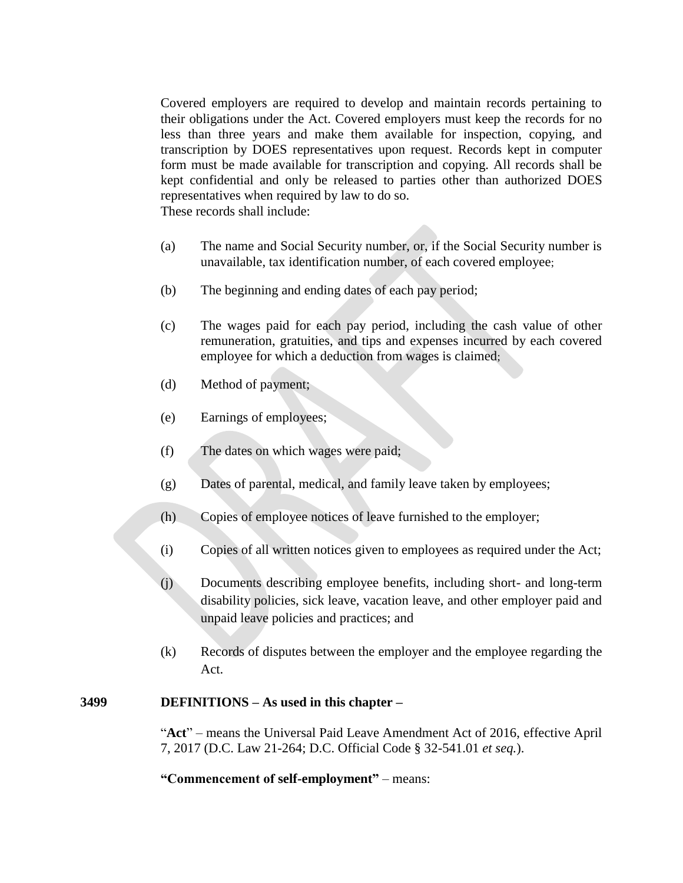Covered employers are required to develop and maintain records pertaining to their obligations under the Act. Covered employers must keep the records for no less than three years and make them available for inspection, copying, and transcription by DOES representatives upon request. Records kept in computer form must be made available for transcription and copying. All records shall be kept confidential and only be released to parties other than authorized DOES representatives when required by law to do so.
These records shall include:

(a) The name and Social Security number, or, if the Social Security number is unavailable, tax identification number, of each covered employee;

(b) The beginning and ending dates of each pay period;

(c) The wages paid for each pay period, including the cash value of other remuneration, gratuities, and tips and expenses incurred by each covered employee for which a deduction from wages is claimed;

(d) Method of payment;

(e) Earnings of employees;

(f) The dates on which wages were paid;

(g) Dates of parental, medical, and family leave taken by employees;

(h) Copies of employee notices of leave furnished to the employer;

(i) Copies of all written notices given to employees as required under the Act;

(j) Documents describing employee benefits, including short- and long-term disability policies, sick leave, vacation leave, and other employer paid and unpaid leave policies and practices; and

(k) Records of disputes between the employer and the employee regarding the Act.

## 3499 DEFINITIONS – As used in this chapter –

"**Act**" – means the Universal Paid Leave Amendment Act of 2016, effective April 7, 2017 (D.C. Law 21-264; D.C. Official Code § 32-541.01 *et seq.*).

**"Commencement of self-employment"** – means: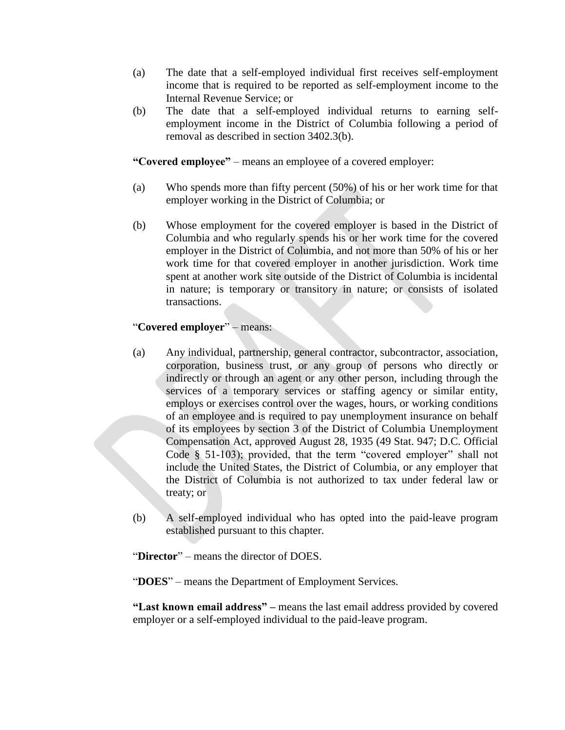(a) The date that a self-employed individual first receives self-employment income that is required to be reported as self-employment income to the Internal Revenue Service; or

(b) The date that a self-employed individual returns to earning self-employment income in the District of Columbia following a period of removal as described in section 3402.3(b).

**"Covered employee"** – means an employee of a covered employer:

(a) Who spends more than fifty percent (50%) of his or her work time for that employer working in the District of Columbia; or

(b) Whose employment for the covered employer is based in the District of Columbia and who regularly spends his or her work time for the covered employer in the District of Columbia, and not more than 50% of his or her work time for that covered employer in another jurisdiction. Work time spent at another work site outside of the District of Columbia is incidental in nature; is temporary or transitory in nature; or consists of isolated transactions.

"**Covered employer**" – means:

(a) Any individual, partnership, general contractor, subcontractor, association, corporation, business trust, or any group of persons who directly or indirectly or through an agent or any other person, including through the services of a temporary services or staffing agency or similar entity, employs or exercises control over the wages, hours, or working conditions of an employee and is required to pay unemployment insurance on behalf of its employees by section 3 of the District of Columbia Unemployment Compensation Act, approved August 28, 1935 (49 Stat. 947; D.C. Official Code § 51-103); provided, that the term "covered employer" shall not include the United States, the District of Columbia, or any employer that the District of Columbia is not authorized to tax under federal law or treaty; or

(b) A self-employed individual who has opted into the paid-leave program established pursuant to this chapter.

"**Director**" – means the director of DOES.

"**DOES**" – means the Department of Employment Services.

**"Last known email address"** – means the last email address provided by covered employer or a self-employed individual to the paid-leave program.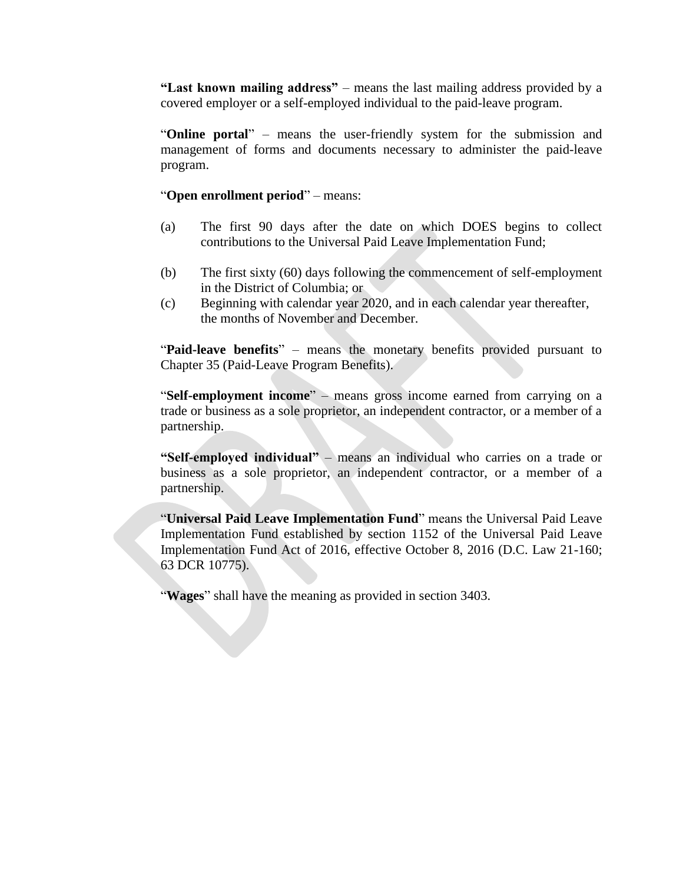**"Last known mailing address"** – means the last mailing address provided by a covered employer or a self-employed individual to the paid-leave program.

"**Online portal**" – means the user-friendly system for the submission and management of forms and documents necessary to administer the paid-leave program.

"**Open enrollment period**" – means:

(a) The first 90 days after the date on which DOES begins to collect contributions to the Universal Paid Leave Implementation Fund;

(b) The first sixty (60) days following the commencement of self-employment in the District of Columbia; or

(c) Beginning with calendar year 2020, and in each calendar year thereafter, the months of November and December.

"**Paid-leave benefits**" – means the monetary benefits provided pursuant to Chapter 35 (Paid-Leave Program Benefits).

"**Self-employment income**" – means gross income earned from carrying on a trade or business as a sole proprietor, an independent contractor, or a member of a partnership.

**"Self-employed individual"** – means an individual who carries on a trade or business as a sole proprietor, an independent contractor, or a member of a partnership.

"**Universal Paid Leave Implementation Fund**" means the Universal Paid Leave Implementation Fund established by section 1152 of the Universal Paid Leave Implementation Fund Act of 2016, effective October 8, 2016 (D.C. Law 21-160; 63 DCR 10775).

"**Wages**" shall have the meaning as provided in section 3403.